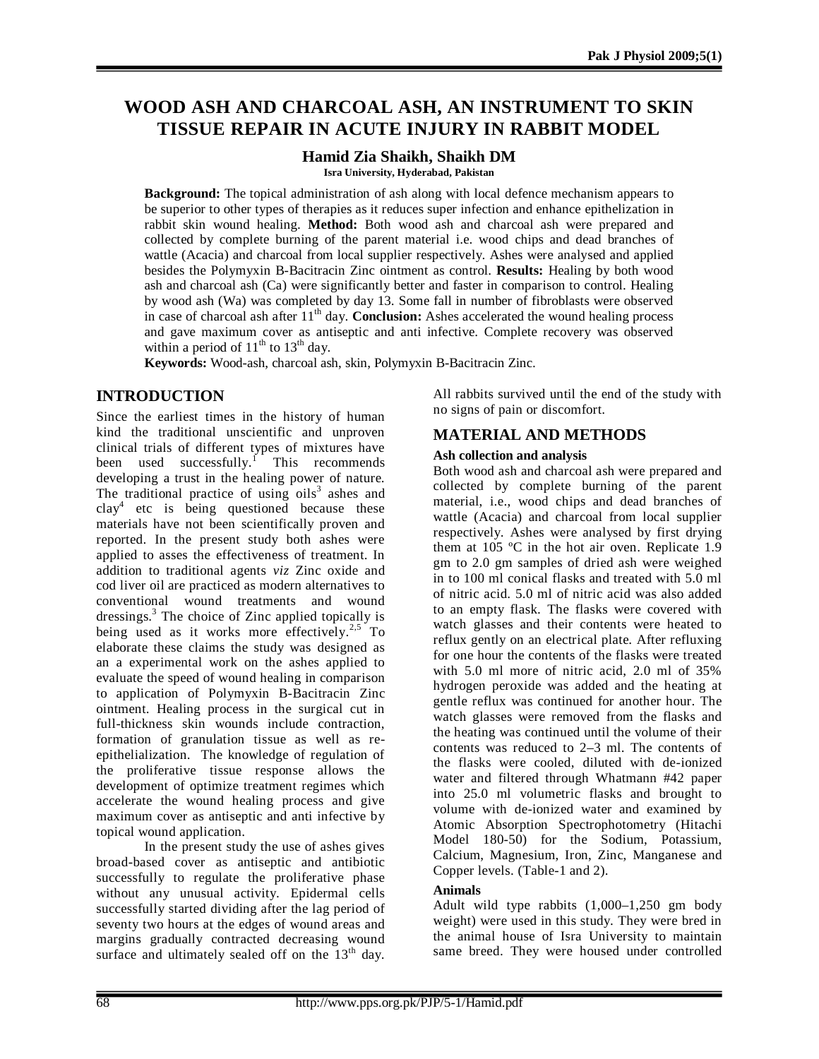# WOOD ASH AND CHARCOAL ASH, AN INSTRUMENT TO SKIN TISSUE REPAIR IN ACUTE INJURY IN RABBIT MODEL

**Hamid Zia Shaikh, Shaikh DM**

**Isra University, Hyderabad, Pakistan**

**Background:** The topical administration of ash along with local defence mechanism appears to be superior to other types of therapies as it reduces super infection and enhance epithelization in rabbit skin wound healing. **Method:** Both wood ash and charcoal ash were prepared and collected by complete burning of the parent material i.e. wood chips and dead branches of wattle (Acacia) and charcoal from local supplier respectively. Ashes were analysed and applied besides the Polymyxin B-Bacitracin Zinc ointment as control. **Results:** Healing by both wood ash and charcoal ash (Ca) were significantly better and faster in comparison to control. Healing by wood ash (Wa) was completed by day 13. Some fall in number of fibroblasts were observed in case of charcoal ash after 11th day. **Conclusion:** Ashes accelerated the wound healing process and gave maximum cover as antiseptic and anti infective. Complete recovery was observed within a period of 11th to 13th day.

**Keywords:** Wood-ash, charcoal ash, skin, Polymyxin B-Bacitracin Zinc.

## INTRODUCTION

Since the earliest times in the history of human kind the traditional unscientific and unproven clinical trials of different types of mixtures have been used successfully.[1] This recommends developing a trust in the healing power of nature. The traditional practice of using oils[3] ashes and clay[4] etc is being questioned because these materials have not been scientifically proven and reported. In the present study both ashes were applied to asses the effectiveness of treatment. In addition to traditional agents *viz* Zinc oxide and cod liver oil are practiced as modern alternatives to conventional wound treatments and wound dressings.[3] The choice of Zinc applied topically is being used as it works more effectively.[2,5] To elaborate these claims the study was designed as an a experimental work on the ashes applied to evaluate the speed of wound healing in comparison to application of Polymyxin B-Bacitracin Zinc ointment. Healing process in the surgical cut in full-thickness skin wounds include contraction, formation of granulation tissue as well as re-epithelialization. The knowledge of regulation of the proliferative tissue response allows the development of optimize treatment regimes which accelerate the wound healing process and give maximum cover as antiseptic and anti infective by topical wound application.

In the present study the use of ashes gives broad-based cover as antiseptic and antibiotic successfully to regulate the proliferative phase without any unusual activity. Epidermal cells successfully started dividing after the lag period of seventy two hours at the edges of wound areas and margins gradually contracted decreasing wound surface and ultimately sealed off on the 13th day. All rabbits survived until the end of the study with no signs of pain or discomfort.

## MATERIAL AND METHODS

### Ash collection and analysis

Both wood ash and charcoal ash were prepared and collected by complete burning of the parent material, i.e., wood chips and dead branches of wattle (Acacia) and charcoal from local supplier respectively. Ashes were analysed by first drying them at 105 ºC in the hot air oven. Replicate 1.9 gm to 2.0 gm samples of dried ash were weighed in to 100 ml conical flasks and treated with 5.0 ml of nitric acid. 5.0 ml of nitric acid was also added to an empty flask. The flasks were covered with watch glasses and their contents were heated to reflux gently on an electrical plate. After refluxing for one hour the contents of the flasks were treated with 5.0 ml more of nitric acid, 2.0 ml of 35% hydrogen peroxide was added and the heating at gentle reflux was continued for another hour. The watch glasses were removed from the flasks and the heating was continued until the volume of their contents was reduced to 2–3 ml. The contents of the flasks were cooled, diluted with de-ionized water and filtered through Whatmann #42 paper into 25.0 ml volumetric flasks and brought to volume with de-ionized water and examined by Atomic Absorption Spectrophotometry (Hitachi Model 180-50) for the Sodium, Potassium, Calcium, Magnesium, Iron, Zinc, Manganese and Copper levels. (Table-1 and 2).

### Animals

Adult wild type rabbits (1,000–1,250 gm body weight) were used in this study. They were bred in the animal house of Isra University to maintain same breed. They were housed under controlled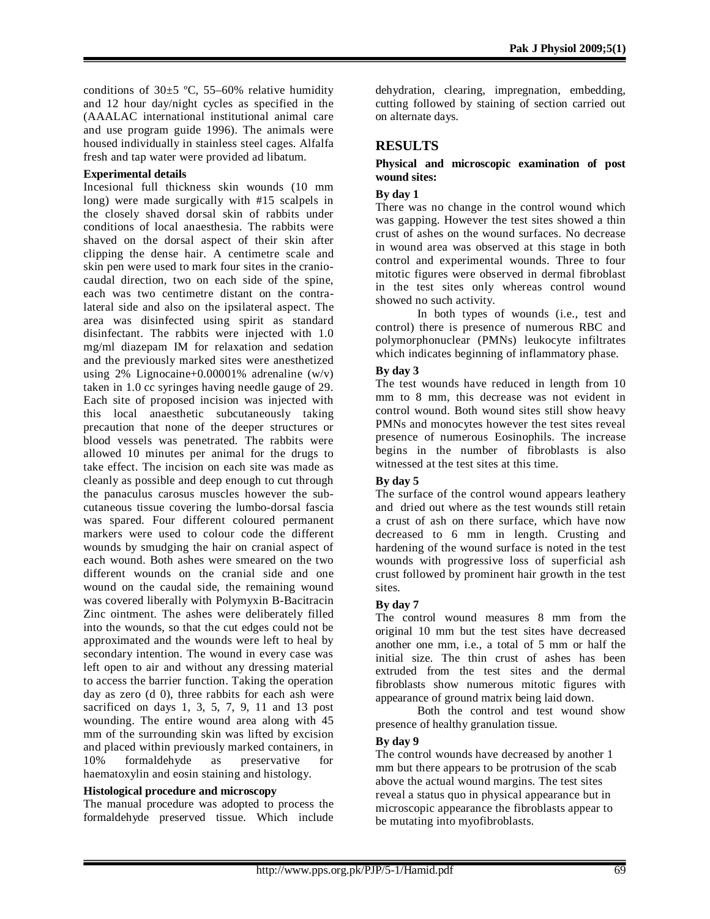conditions of 30±5 ºC, 55–60% relative humidity and 12 hour day/night cycles as specified in the (AAALAC international institutional animal care and use program guide 1996). The animals were housed individually in stainless steel cages. Alfalfa fresh and tap water were provided ad libatum.

**Experimental details**

Incesional full thickness skin wounds (10 mm long) were made surgically with #15 scalpels in the closely shaved dorsal skin of rabbits under conditions of local anaesthesia. The rabbits were shaved on the dorsal aspect of their skin after clipping the dense hair. A centimetre scale and skin pen were used to mark four sites in the cranio-caudal direction, two on each side of the spine, each was two centimetre distant on the contra-lateral side and also on the ipsilateral aspect. The area was disinfected using spirit as standard disinfectant. The rabbits were injected with 1.0 mg/ml diazepam IM for relaxation and sedation and the previously marked sites were anesthetized using 2% Lignocaine+0.00001% adrenaline (w/v) taken in 1.0 cc syringes having needle gauge of 29. Each site of proposed incision was injected with this local anaesthetic subcutaneously taking precaution that none of the deeper structures or blood vessels was penetrated. The rabbits were allowed 10 minutes per animal for the drugs to take effect. The incision on each site was made as cleanly as possible and deep enough to cut through the panaculus carosus muscles however the sub-cutaneous tissue covering the lumbo-dorsal fascia was spared. Four different coloured permanent markers were used to colour code the different wounds by smudging the hair on cranial aspect of each wound. Both ashes were smeared on the two different wounds on the cranial side and one wound on the caudal side, the remaining wound was covered liberally with Polymyxin B-Bacitracin Zinc ointment. The ashes were deliberately filled into the wounds, so that the cut edges could not be approximated and the wounds were left to heal by secondary intention. The wound in every case was left open to air and without any dressing material to access the barrier function. Taking the operation day as zero (d 0), three rabbits for each ash were sacrificed on days 1, 3, 5, 7, 9, 11 and 13 post wounding. The entire wound area along with 45 mm of the surrounding skin was lifted by excision and placed within previously marked containers, in 10% formaldehyde as preservative for haematoxylin and eosin staining and histology.

**Histological procedure and microscopy**

The manual procedure was adopted to process the formaldehyde preserved tissue. Which include dehydration, clearing, impregnation, embedding, cutting followed by staining of section carried out on alternate days.

## RESULTS

**Physical and microscopic examination of post wound sites:**

**By day 1**

There was no change in the control wound which was gapping. However the test sites showed a thin crust of ashes on the wound surfaces. No decrease in wound area was observed at this stage in both control and experimental wounds. Three to four mitotic figures were observed in dermal fibroblast in the test sites only whereas control wound showed no such activity.

In both types of wounds (i.e., test and control) there is presence of numerous RBC and polymorphonuclear (PMNs) leukocyte infiltrates which indicates beginning of inflammatory phase.

**By day 3**

The test wounds have reduced in length from 10 mm to 8 mm, this decrease was not evident in control wound. Both wound sites still show heavy PMNs and monocytes however the test sites reveal presence of numerous Eosinophils. The increase begins in the number of fibroblasts is also witnessed at the test sites at this time.

**By day 5**

The surface of the control wound appears leathery and dried out where as the test wounds still retain a crust of ash on there surface, which have now decreased to 6 mm in length. Crusting and hardening of the wound surface is noted in the test wounds with progressive loss of superficial ash crust followed by prominent hair growth in the test sites.

**By day 7**

The control wound measures 8 mm from the original 10 mm but the test sites have decreased another one mm, i.e., a total of 5 mm or half the initial size. The thin crust of ashes has been extruded from the test sites and the dermal fibroblasts show numerous mitotic figures with appearance of ground matrix being laid down.

Both the control and test wound show presence of healthy granulation tissue.

**By day 9**

The control wounds have decreased by another 1 mm but there appears to be protrusion of the scab above the actual wound margins. The test sites reveal a status quo in physical appearance but in microscopic appearance the fibroblasts appear to be mutating into myofibroblasts.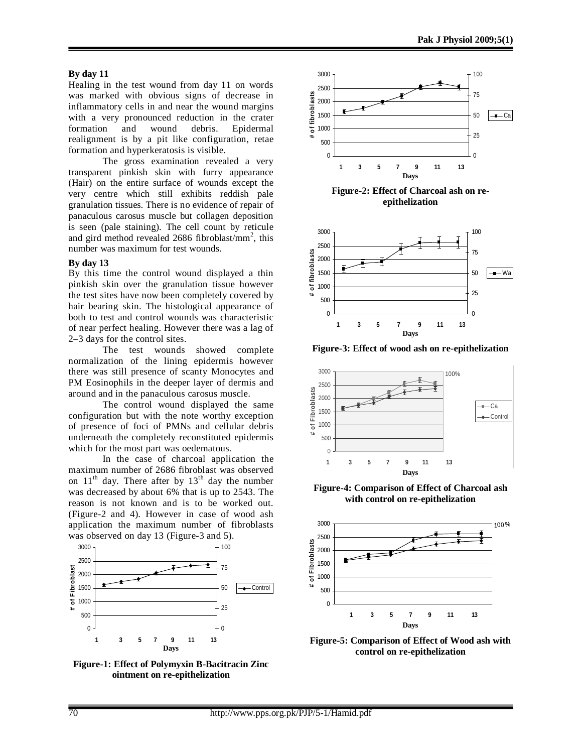**By day 11**

Healing in the test wound from day 11 on words was marked with obvious signs of decrease in inflammatory cells in and near the wound margins with a very pronounced reduction in the crater formation and wound debris. Epidermal realignment is by a pit like configuration, retae formation and hyperkeratosis is visible.

The gross examination revealed a very transparent pinkish skin with furry appearance (Hair) on the entire surface of wounds except the very centre which still exhibits reddish pale granulation tissues. There is no evidence of repair of panaculous carosus muscle but collagen deposition is seen (pale staining). The cell count by reticule and gird method revealed 2686 fibroblast/mm$^2$, this number was maximum for test wounds.

**By day 13**

By this time the control wound displayed a thin pinkish skin over the granulation tissue however the test sites have now been completely covered by hair bearing skin. The histological appearance of both to test and control wounds was characteristic of near perfect healing. However there was a lag of 2–3 days for the control sites.

The test wounds showed complete normalization of the lining epidermis however there was still presence of scanty Monocytes and PM Eosinophils in the deeper layer of dermis and around and in the panaculous carosus muscle.

The control wound displayed the same configuration but with the note worthy exception of presence of foci of PMNs and cellular debris underneath the completely reconstituted epidermis which for the most part was oedematous.

In the case of charcoal application the maximum number of 2686 fibroblast was observed on 11$^{th}$ day. There after by 13$^{th}$ day the number was decreased by about 6% that is up to 2543. The reason is not known and is to be worked out. (Figure-2 and 4). However in case of wood ash application the maximum number of fibroblasts was observed on day 13 (Figure-3 and 5).

**Figure-1: Effect of Polymyxin B-Bacitracin Zinc ointment on re-epithelization**

**Figure-2: Effect of Charcoal ash on re-epithelization**

**Figure-3: Effect of wood ash on re-epithelization**

**Figure-4: Comparison of Effect of Charcoal ash with control on re-epithelization**

**Figure-5: Comparison of Effect of Wood ash with control on re-epithelization**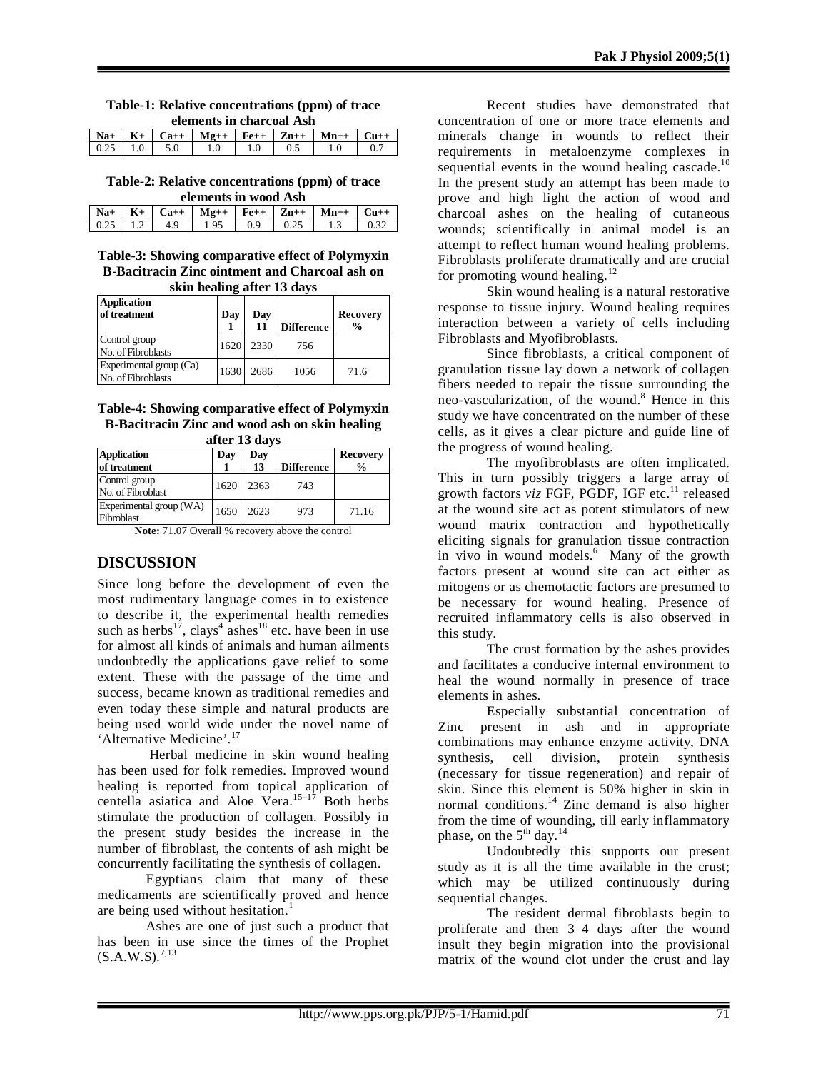**Table-1: Relative concentrations (ppm) of trace elements in charcoal Ash**

| $Na^{+}$ | $K^{+}$ | $Ca^{++}$ | $Mg^{++}$ | $Fe^{++}$ | $Zn^{++}$ | $Mn^{++}$ | $Cu^{++}$ |
|---|---|---|---|---|---|---|---|
| 0.25 | 1.0 | 5.0 | 1.0 | 1.0 | 0.5 | 1.0 | 0.7 |

**Table-2: Relative concentrations (ppm) of trace elements in wood Ash**

| $Na^{+}$ | $K^{+}$ | $Ca^{++}$ | $Mg^{++}$ | $Fe^{++}$ | $Zn^{++}$ | $Mn^{++}$ | $Cu^{++}$ |
|---|---|---|---|---|---|---|---|
| 0.25 | 1.2 | 4.9 | 1.95 | 0.9 | 0.25 | 1.3 | 0.32 |

**Table-3: Showing comparative effect of Polymyxin B-Bacitracin Zinc ointment and Charcoal ash on skin healing after 13 days**

| Application of treatment | Day 1 | Day 11 | Difference | Recovery % |
|---|---|---|---|---|
| Control group No. of Fibroblasts | 1620 | 2330 | 756 | |
| Experimental group (Ca) No. of Fibroblasts | 1630 | 2686 | 1056 | 71.6 |

**Table-4: Showing comparative effect of Polymyxin B-Bacitracin Zinc and wood ash on skin healing after 13 days**

| Application of treatment | Day 1 | Day 13 | Difference | Recovery % |
|---|---|---|---|---|
| Control group No. of Fibroblast | 1620 | 2363 | 743 | |
| Experimental group (WA) Fibroblast | 1650 | 2623 | 973 | 71.16 |

**Note:** 71.07 Overall % recovery above the control

## DISCUSSION

Since long before the development of even the most rudimentary language comes in to existence to describe it, the experimental health remedies such as herbs[17], clays[4] ashes[18] etc. have been in use for almost all kinds of animals and human ailments undoubtedly the applications gave relief to some extent. These with the passage of the time and success, became known as traditional remedies and even today these simple and natural products are being used world wide under the novel name of 'Alternative Medicine'.[17]

Herbal medicine in skin wound healing has been used for folk remedies. Improved wound healing is reported from topical application of centella asiatica and Aloe Vera.[15–17] Both herbs stimulate the production of collagen. Possibly in the present study besides the increase in the number of fibroblast, the contents of ash might be concurrently facilitating the synthesis of collagen.

Egyptians claim that many of these medicaments are scientifically proved and hence are being used without hesitation.[1]

Ashes are one of just such a product that has been in use since the times of the Prophet (S.A.W.S).[7,13]

Recent studies have demonstrated that concentration of one or more trace elements and minerals change in wounds to reflect their requirements in metaloenzyme complexes in sequential events in the wound healing cascade.[10] In the present study an attempt has been made to prove and high light the action of wood and charcoal ashes on the healing of cutaneous wounds; scientifically in animal model is an attempt to reflect human wound healing problems. Fibroblasts proliferate dramatically and are crucial for promoting wound healing.[12]

Skin wound healing is a natural restorative response to tissue injury. Wound healing requires interaction between a variety of cells including Fibroblasts and Myofibroblasts.

Since fibroblasts, a critical component of granulation tissue lay down a network of collagen fibers needed to repair the tissue surrounding the neo-vascularization, of the wound.[8] Hence in this study we have concentrated on the number of these cells, as it gives a clear picture and guide line of the progress of wound healing.

The myofibroblasts are often implicated. This in turn possibly triggers a large array of growth factors *viz* FGF, PGDF, IGF etc.[11] released at the wound site act as potent stimulators of new wound matrix contraction and hypothetically eliciting signals for granulation tissue contraction in vivo in wound models.[6] Many of the growth factors present at wound site can act either as mitogens or as chemotactic factors are presumed to be necessary for wound healing. Presence of recruited inflammatory cells is also observed in this study.

The crust formation by the ashes provides and facilitates a conducive internal environment to heal the wound normally in presence of trace elements in ashes.

Especially substantial concentration of Zinc present in ash and in appropriate combinations may enhance enzyme activity, DNA synthesis, cell division, protein synthesis (necessary for tissue regeneration) and repair of skin. Since this element is 50% higher in skin in normal conditions.[14] Zinc demand is also higher from the time of wounding, till early inflammatory phase, on the 5th day.[14]

Undoubtedly this supports our present study as it is all the time available in the crust; which may be utilized continuously during sequential changes.

The resident dermal fibroblasts begin to proliferate and then 3–4 days after the wound insult they begin migration into the provisional matrix of the wound clot under the crust and lay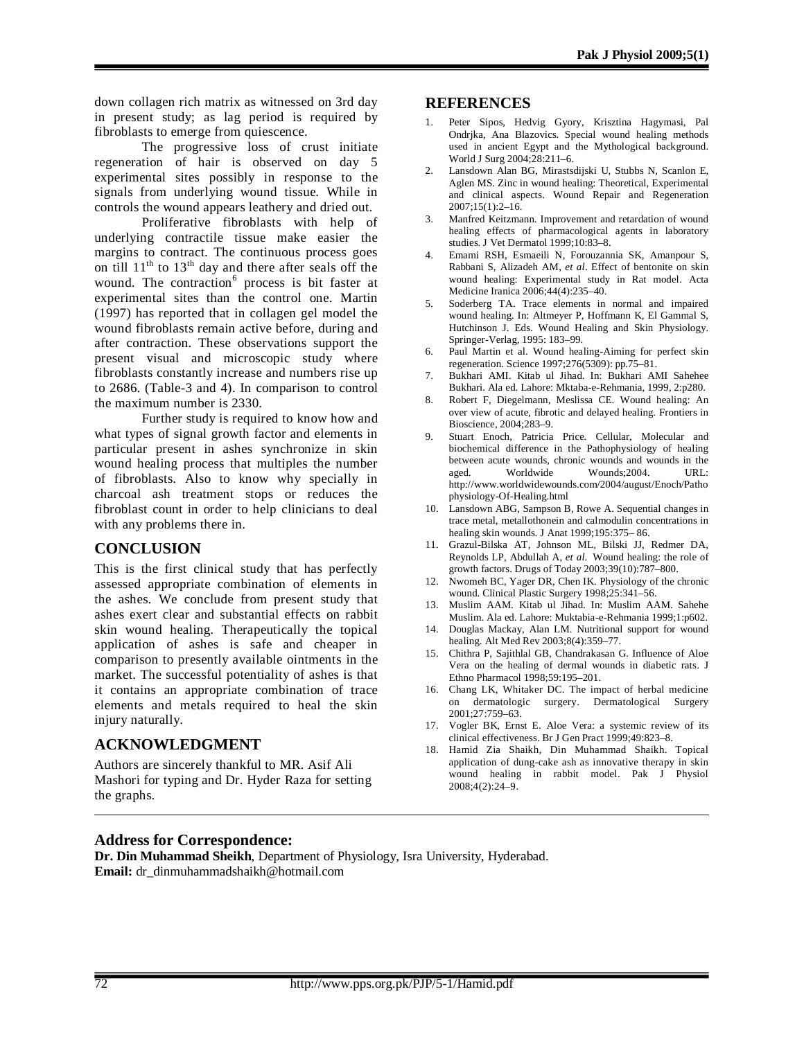down collagen rich matrix as witnessed on 3rd day in present study; as lag period is required by fibroblasts to emerge from quiescence.

The progressive loss of crust initiate regeneration of hair is observed on day 5 experimental sites possibly in response to the signals from underlying wound tissue. While in controls the wound appears leathery and dried out.

Proliferative fibroblasts with help of underlying contractile tissue make easier the margins to contract. The continuous process goes on till $11^{th}$ to $13^{th}$ day and there after seals off the wound. The contraction[6] process is bit faster at experimental sites than the control one. Martin (1997) has reported that in collagen gel model the wound fibroblasts remain active before, during and after contraction. These observations support the present visual and microscopic study where fibroblasts constantly increase and numbers rise up to 2686. (Table-3 and 4). In comparison to control the maximum number is 2330.

Further study is required to know how and what types of signal growth factor and elements in particular present in ashes synchronize in skin wound healing process that multiples the number of fibroblasts. Also to know why specially in charcoal ash treatment stops or reduces the fibroblast count in order to help clinicians to deal with any problems there in.

## CONCLUSION

This is the first clinical study that has perfectly assessed appropriate combination of elements in the ashes. We conclude from present study that ashes exert clear and substantial effects on rabbit skin wound healing. Therapeutically the topical application of ashes is safe and cheaper in comparison to presently available ointments in the market. The successful potentiality of ashes is that it contains an appropriate combination of trace elements and metals required to heal the skin injury naturally.

## ACKNOWLEDGMENT

Authors are sincerely thankful to MR. Asif Ali Mashori for typing and Dr. Hyder Raza for setting the graphs.

## REFERENCES

1. Peter Sipos, Hedvig Gyory, Krisztina Hagymasi, Pal Ondrjka, Ana Blazovics. Special wound healing methods used in ancient Egypt and the Mythological background. World J Surg 2004;28:211–6.
2. Lansdown Alan BG, Mirastsdijski U, Stubbs N, Scanlon E, Aglen MS. Zinc in wound healing: Theoretical, Experimental and clinical aspects. Wound Repair and Regeneration 2007;15(1):2–16.
3. Manfred Keitzmann. Improvement and retardation of wound healing effects of pharmacological agents in laboratory studies. J Vet Dermatol 1999;10:83–8.
4. Emami RSH, Esmaeili N, Forouzannia SK, Amanpour S, Rabbani S, Alizadeh AM, *et al*. Effect of bentonite on skin wound healing: Experimental study in Rat model. Acta Medicine Iranica 2006;44(4):235–40.
5. Soderberg TA. Trace elements in normal and impaired wound healing. In: Altmeyer P, Hoffmann K, El Gammal S, Hutchinson J. Eds. Wound Healing and Skin Physiology. Springer-Verlag, 1995: 183–99.
6. Paul Martin et al. Wound healing-Aiming for perfect skin regeneration. Science 1997;276(5309): pp.75–81.
7. Bukhari AMI. Kitab ul Jihad. In: Bukhari AMI Sahehee Bukhari. Ala ed. Lahore: Mktaba-e-Rehmania, 1999, 2:p280.
8. Robert F, Diegelmann, Meslissa CE. Wound healing: An over view of acute, fibrotic and delayed healing. Frontiers in Bioscience, 2004;283–9.
9. Stuart Enoch, Patricia Price. Cellular, Molecular and biochemical difference in the Pathophysiology of healing between acute wounds, chronic wounds and wounds in the aged. Worldwide Wounds;2004. URL: http://www.worldwidewounds.com/2004/august/Enoch/Pathophysiology-Of-Healing.html
10. Lansdown ABG, Sampson B, Rowe A. Sequential changes in trace metal, metallothonein and calmodulin concentrations in healing skin wounds. J Anat 1999;195:375– 86.
11. Grazul-Bilska AT, Johnson ML, Bilski JJ, Redmer DA, Reynolds LP, Abdullah A, *et al.* Wound healing: the role of growth factors. Drugs of Today 2003;39(10):787–800.
12. Nwomeh BC, Yager DR, Chen IK. Physiology of the chronic wound. Clinical Plastic Surgery 1998;25:341–56.
13. Muslim AAM. Kitab ul Jihad. In: Muslim AAM. Sahehe Muslim. Ala ed. Lahore: Muktabia-e-Rehmania 1999;1:p602.
14. Douglas Mackay, Alan LM. Nutritional support for wound healing. Alt Med Rev 2003;8(4):359–77.
15. Chithra P, Sajithlal GB, Chandrakasan G. Influence of Aloe Vera on the healing of dermal wounds in diabetic rats. J Ethno Pharmacol 1998;59:195–201.
16. Chang LK, Whitaker DC. The impact of herbal medicine on dermatologic surgery. Dermatological Surgery 2001;27:759–63.
17. Vogler BK, Ernst E. Aloe Vera: a systemic review of its clinical effectiveness. Br J Gen Pract 1999;49:823–8.
18. Hamid Zia Shaikh, Din Muhammad Shaikh. Topical application of dung-cake ash as innovative therapy in skin wound healing in rabbit model. Pak J Physiol 2008;4(2):24–9.

---

### Address for Correspondence:

**Dr. Din Muhammad Sheikh**, Department of Physiology, Isra University, Hyderabad.
**Email:** dr_dinmuhammadshaikh@hotmail.com